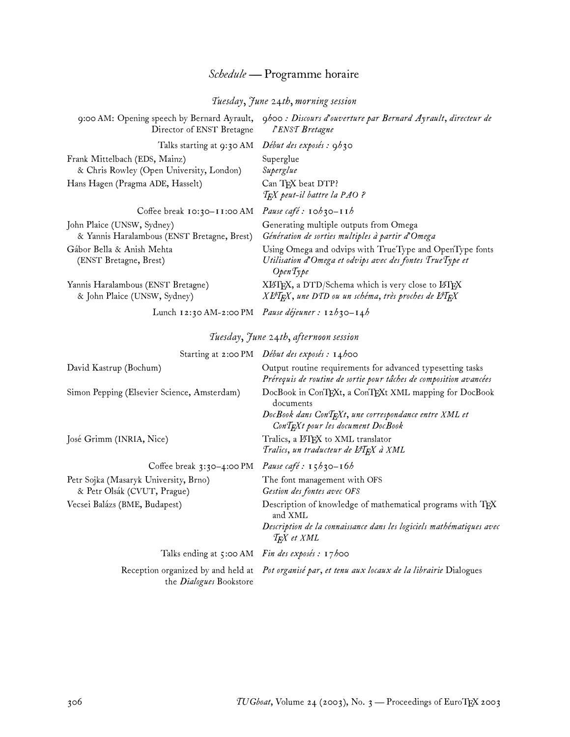## *Schedule* — Programme horaire

### *Tuesday, June 24th, morning session*

| | |
|---|---|
| 9:00 AM: Opening speech by Bernard Ayrault, Director of ENST Bretagne | *9h00 : Discours d'ouverture par Bernard Ayrault, directeur de l'ENST Bretagne* |
| Talks starting at 9:30 AM | *Début des exposés : 9h30* |
| Frank Mittelbach (EDS, Mainz) & Chris Rowley (Open University, London) | Superglue<br>*Superglue* |
| Hans Hagen (Pragma ADE, Hasselt) | Can TEX beat DTP?<br>*TEX peut-il battre la PAO ?* |
| Coffee break 10:30–11:00 AM | *Pause café : 10h30–11h* |
| John Plaice (UNSW, Sydney) & Yannis Haralambous (ENST Bretagne, Brest) | Generating multiple outputs from Omega<br>*Génération de sorties multiples à partir d'Omega* |
| Gábor Bella & Anish Mehta (ENST Bretagne, Brest) | Using Omega and odvips with TrueType and OpenType fonts<br>*Utilisation d'Omega et odvips avec des fontes TrueType et OpenType* |
| Yannis Haralambous (ENST Bretagne) & John Plaice (UNSW, Sydney) | XLATEX, a DTD/Schema which is very close to LATEX<br>*XLATEX, une DTD ou un schéma, très proches de LATEX* |
| Lunch 12:30 AM–2:00 PM | *Pause déjeuner : 12h30–14h* |

### *Tuesday, June 24th, afternoon session*

| | |
|---|---|
| Starting at 2:00 PM | *Début des exposés : 14h00* |
| David Kastrup (Bochum) | Output routine requirements for advanced typesetting tasks<br>*Prérequis de routine de sortie pour tâches de composition avancées* |
| Simon Pepping (Elsevier Science, Amsterdam) | DocBook in ConTEXt, a ConTEXt XML mapping for DocBook documents<br>*DocBook dans ConTEXt, une correspondance entre XML et ConTEXt pour les document DocBook* |
| José Grimm (INRIA, Nice) | Tralics, a LATEX to XML translator<br>*Tralics, un traducteur de LATEX à XML* |
| Coffee break 3:30–4:00 PM | *Pause café : 15h30–16h* |
| Petr Sojka (Masaryk University, Brno) & Petr Olšák (CVUT, Prague) | The font management with OFS<br>*Gestion des fontes avec OFS* |
| Vecsei Balázs (BME, Budapest) | Description of knowledge of mathematical programs with TEX and XML<br>*Description de la connaissance dans les logiciels mathématiques avec TEX et XML* |
| Talks ending at 5:00 AM | *Fin des exposés : 17h00* |
| Reception organized by and held at the *Dialogues* Bookstore | *Pot organisé par, et tenu aux locaux de la librairie* Dialogues |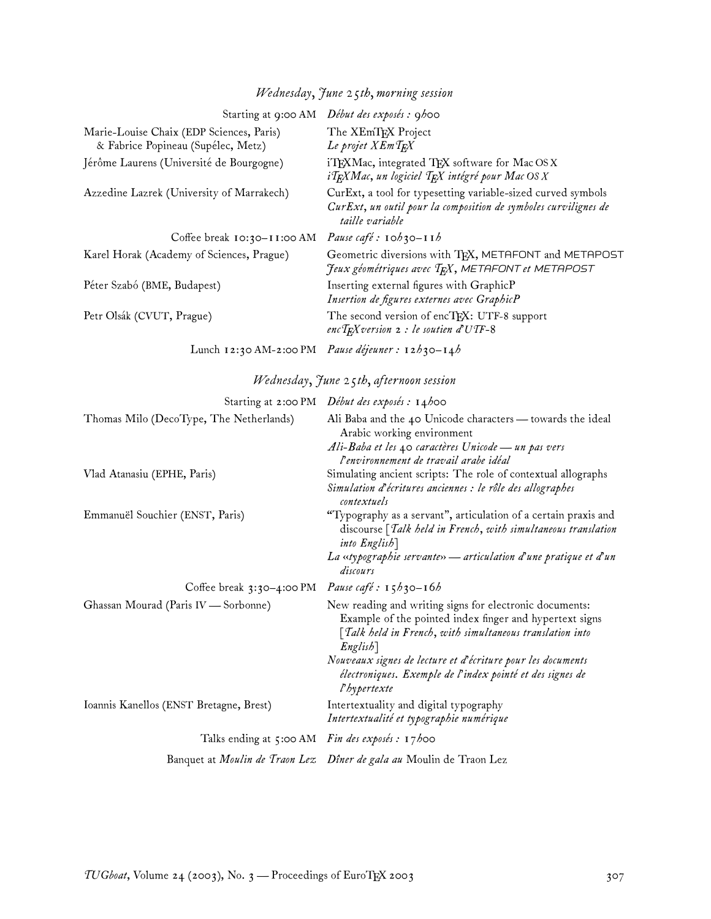## *Wednesday, June 25th, morning session*

| | |
|---|---|
| Starting at 9:00 AM | *Début des exposés : 9h00* |
| Marie-Louise Chaix (EDP Sciences, Paris) & Fabrice Popineau (Supélec, Metz) | The XEmTEX Project<br>*Le projet XEmTEX* |
| Jérôme Laurens (Université de Bourgogne) | iTEXMac, integrated TEX software for Mac OS X<br>*iTEXMac, un logiciel TEX intégré pour Mac OS X* |
| Azzedine Lazrek (University of Marrakech) | CurExt, a tool for typesetting variable-sized curved symbols<br>*CurExt, un outil pour la composition de symboles curvilignes de taille variable* |
| Coffee break 10:30–11:00 AM | *Pause café : 10h30–11h* |
| Karel Horak (Academy of Sciences, Prague) | Geometric diversions with TEX, METAFONT and METAPOST<br>*Jeux géométriques avec TEX, METAFONT et METAPOST* |
| Péter Szabó (BME, Budapest) | Inserting external figures with GraphicP<br>*Insertion de figures externes avec GraphicP* |
| Petr Olsák (CVUT, Prague) | The second version of encTEX: UTF-8 support<br>*encTEX version 2 : le soutien d'UTF-8* |
| Lunch 12:30 AM-2:00 PM | *Pause déjeuner : 12h30–14h* |

## *Wednesday, June 25th, afternoon session*

| | |
|---|---|
| Starting at 2:00 PM | *Début des exposés : 14h00* |
| Thomas Milo (DecoType, The Netherlands) | Ali Baba and the 40 Unicode characters — towards the ideal Arabic working environment<br>*Ali-Baba et les 40 caractères Unicode — un pas vers l'environnement de travail arabe idéal* |
| Vlad Atanasiu (EPHE, Paris) | Simulating ancient scripts: The role of contextual allographs<br>*Simulation d'écritures anciennes : le rôle des allographes contextuels* |
| Emmanuël Souchier (ENST, Paris) | "Typography as a servant", articulation of a certain praxis and discourse [*Talk held in French, with simultaneous translation into English*]<br>*La «typographie servante» — articulation d'une pratique et d'un discours* |
| Coffee break 3:30–4:00 PM | *Pause café : 15h30–16h* |
| Ghassan Mourad (Paris IV — Sorbonne) | New reading and writing signs for electronic documents: Example of the pointed index finger and hypertext signs [*Talk held in French, with simultaneous translation into English*]<br>*Nouveaux signes de lecture et d'écriture pour les documents électroniques. Exemple de l'index pointé et des signes de l'hypertexte* |
| Ioannis Kanellos (ENST Bretagne, Brest) | Intertextuality and digital typography<br>*Intertextualité et typographie numérique* |
| Talks ending at 5:00 AM | *Fin des exposés : 17h00* |
| Banquet at *Moulin de Traon Lez* | *Dîner de gala au* Moulin de Traon Lez |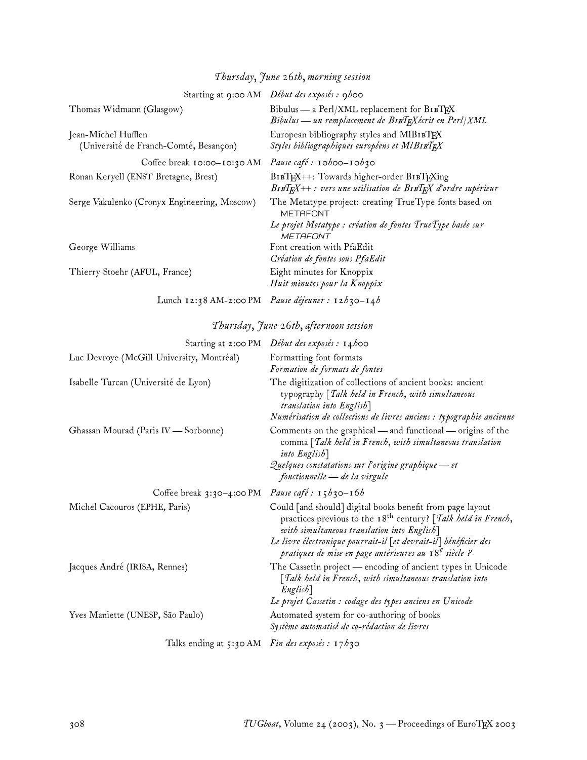## *Thursday, June 26th, morning session*

| | |
|---|---|
| Starting at 9:00 AM | *Début des exposés : 9h00* |
| Thomas Widmann (Glasgow) | Bibulus — a Perl/XML replacement for BibTeX<br>*Bibulus — un remplacement de BibTeXécrit en Perl/XML* |
| Jean-Michel Hufflen<br>(Université de Franch-Comté, Besançon) | European bibliography styles and MlBibTeX<br>*Styles bibliographiques européens et MlBibTeX* |
| Coffee break 10:00–10:30 AM | *Pause café : 10h00–10h30* |
| Ronan Keryell (ENST Bretagne, Brest) | BibTeX++: Towards higher-order BibTeXing<br>*BibTeX++ : vers une utilisation de BibTeX d'ordre supérieur* |
| Serge Vakulenko (Cronyx Engineering, Moscow) | The Metatype project: creating TrueType fonts based on METAFONT<br>*Le projet Metatype : création de fontes TrueType basée sur METAFONT* |
| George Williams | Font creation with PfaEdit<br>*Création de fontes sous PfaEdit* |
| Thierry Stoehr (AFUL, France) | Eight minutes for Knoppix<br>*Huit minutes pour la Knoppix* |
| Lunch 12:38 AM-2:00 PM | *Pause déjeuner : 12h30–14h* |

## *Thursday, June 26th, afternoon session*

| | |
|---|---|
| Starting at 2:00 PM | *Début des exposés : 14h00* |
| Luc Devroye (McGill University, Montréal) | Formatting font formats<br>*Formation de formats de fontes* |
| Isabelle Turcan (Université de Lyon) | The digitization of collections of ancient books: ancient typography [*Talk held in French, with simultaneous translation into English*]<br>*Numérisation de collections de livres anciens : typographie ancienne* |
| Ghassan Mourad (Paris IV — Sorbonne) | Comments on the graphical — and functional — origins of the comma [*Talk held in French, with simultaneous translation into English*]<br>*Quelques constatations sur l'origine graphique — et fonctionnelle — de la virgule* |
| Coffee break 3:30–4:00 PM | *Pause café : 15h30–16h* |
| Michel Cacouros (EPHE, Paris) | Could [and should] digital books benefit from page layout practices previous to the 18th century? [*Talk held in French, with simultaneous translation into English*]<br>*Le livre électronique pourrait-il [et devrait-il] bénéficier des pratiques de mise en page antérieures au 18e siècle ?* |
| Jacques André (IRISA, Rennes) | The Cassetin project — encoding of ancient types in Unicode [*Talk held in French, with simultaneous translation into English*]<br>*Le projet Cassetin : codage des types anciens en Unicode* |
| Yves Maniette (UNESP, São Paulo) | Automated system for co-authoring of books<br>*Système automatisé de co-rédaction de livres* |
| Talks ending at 5:30 AM | *Fin des exposés : 17h30* |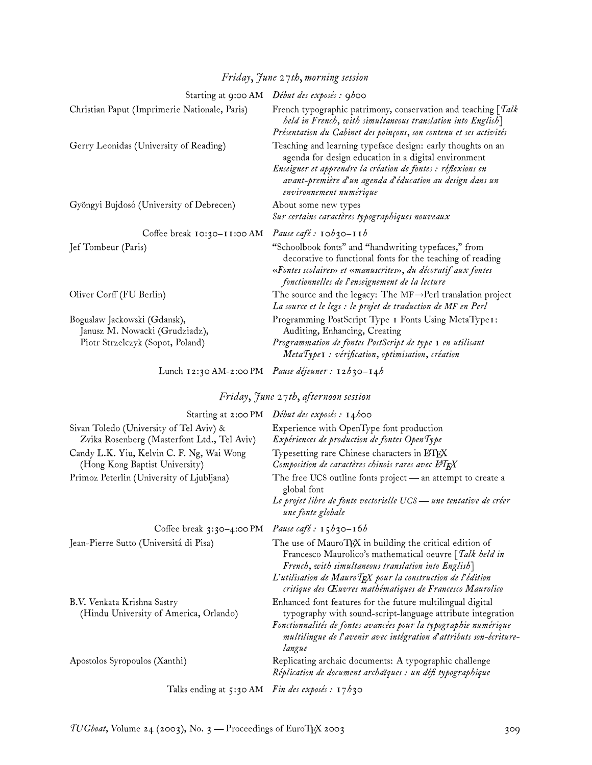## *Friday, June 27th, morning session*

| | |
|---|---|
| Starting at 9:00 AM | *Début des exposés : 9h00* |
| Christian Paput (Imprimerie Nationale, Paris) | French typographic patrimony, conservation and teaching [*Talk held in French, with simultaneous translation into English*] <br> *Présentation du Cabinet des poinçons, son contenu et ses activités* |
| Gerry Leonidas (University of Reading) | Teaching and learning typeface design: early thoughts on an agenda for design education in a digital environment <br> *Enseigner et apprendre la création de fontes : réflexions en avant-première d'un agenda d'éducation au design dans un environnement numérique* |
| Gyöngyi Bujdosó (University of Debrecen) | About some new types <br> *Sur certains caractères typographiques nouveaux* |
| Coffee break 10:30–11:00 AM | *Pause café : 10h30–11h* |
| Jef Tombeur (Paris) | "Schoolbook fonts" and "handwriting typefaces," from decorative to functional fonts for the teaching of reading <br> *«Fontes scolaires» et «manuscrites», du décoratif aux fontes fonctionnelles de l'enseignement de la lecture* |
| Oliver Corff (FU Berlin) | The source and the legacy: The MF→Perl translation project <br> *La source et le legs : le projet de traduction de MF en Perl* |
| Boguslaw Jackowski (Gdansk), Janusz M. Nowacki (Grudziadz), Piotr Strzelczyk (Sopot, Poland) | Programming PostScript Type 1 Fonts Using MetaType1: Auditing, Enhancing, Creating <br> *Programmation de fontes PostScript de type 1 en utilisant MetaType1 : vérification, optimisation, création* |
| Lunch 12:30 AM-2:00 PM | *Pause déjeuner : 12h30–14h* |

## *Friday, June 27th, afternoon session*

| | |
|---|---|
| Starting at 2:00 PM | *Début des exposés : 14h00* |
| Sivan Toledo (University of Tel Aviv) & Zvika Rosenberg (Masterfont Ltd., Tel Aviv) | Experience with OpenType font production <br> *Expériences de production de fontes OpenType* |
| Candy L.K. Yiu, Kelvin C. F. Ng, Wai Wong (Hong Kong Baptist University) | Typesetting rare Chinese characters in LaTeX <br> *Composition de caractères chinois rares avec LaTeX* |
| Primoz Peterlin (University of Ljubljana) | The free UCS outline fonts project — an attempt to create a global font <br> *Le projet libre de fonte vectorielle UCS — une tentative de créer une fonte globale* |
| Coffee break 3:30–4:00 PM | *Pause café : 15h30–16h* |
| Jean-Pierre Sutto (Universitá di Pisa) | The use of MauroTeX in building the critical edition of Francesco Maurolico's mathematical oeuvre [*Talk held in French, with simultaneous translation into English*] <br> *L'utilisation de MauroTeX pour la construction de l'édition critique des Œuvres mathématiques de Francesco Maurolico* |
| B.V. Venkata Krishna Sastry (Hindu University of America, Orlando) | Enhanced font features for the future multilingual digital typography with sound-script-language attribute integration <br> *Fonctionnalités de fontes avancées pour la typographie numérique multilingue de l'avenir avec intégration d'attributs son-écriture-langue* |
| Apostolos Syropoulos (Xanthi) | Replicating archaic documents: A typographic challenge <br> *Réplication de document archaïques : un défi typographique* |
| Talks ending at 5:30 AM | *Fin des exposés : 17h30* |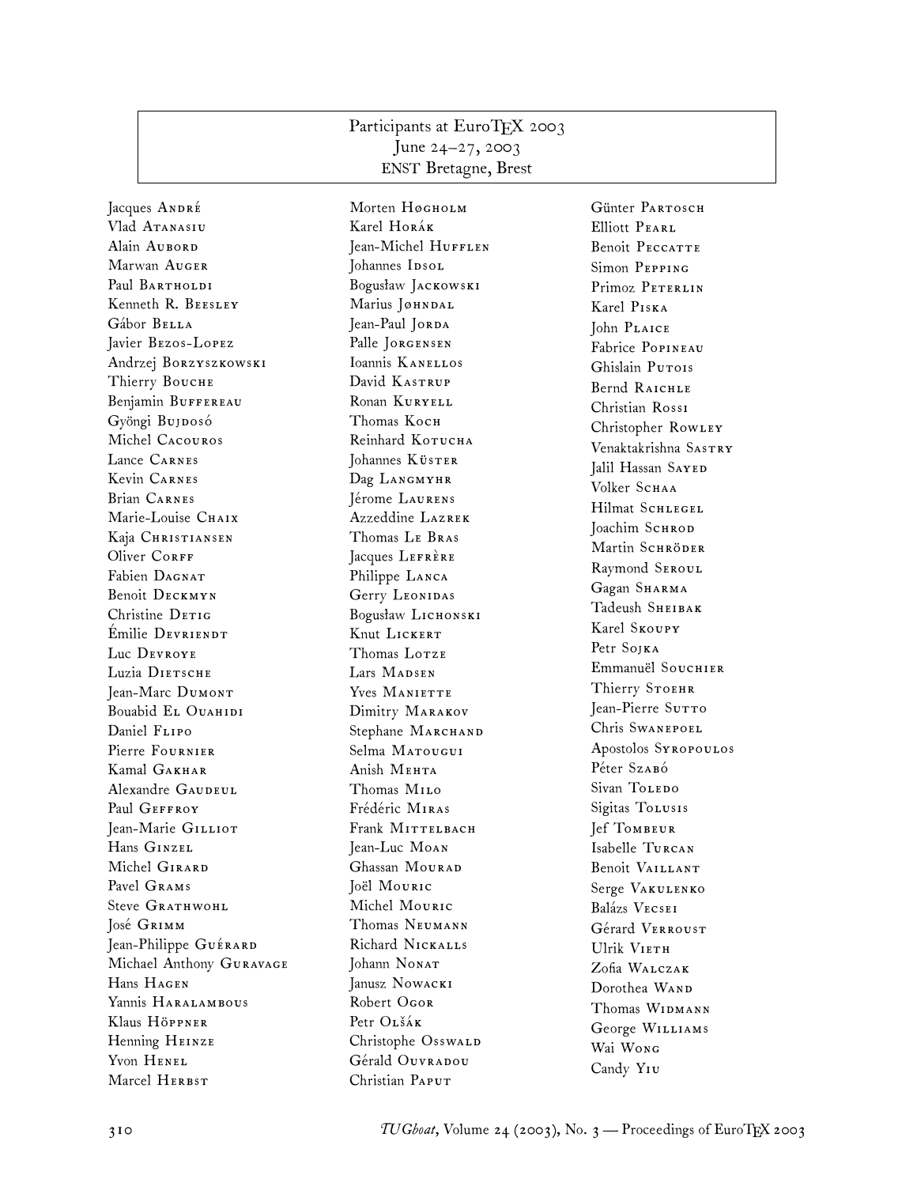## Participants at EuroTEX 2003
June 24–27, 2003
ENST Bretagne, Brest

Jacques André
Vlad Atanasiu
Alain Aubord
Marwan Auger
Paul Bartholdi
Kenneth R. Beesley
Gábor Bella
Javier Bezos-Lopez
Andrzej Borzyszkowski
Thierry Bouche
Benjamin Buffereau
Gyöngi Bujdosó
Michel Cacouros
Lance Carnes
Kevin Carnes
Brian Carnes
Marie-Louise Chaix
Kaja Christiansen
Oliver Corff
Fabien Dagnat
Benoit Deckmyn
Christine Detig
Émilie Devriendt
Luc Devroye
Luzia Dietsche
Jean-Marc Dumont
Bouabid El Ouahidi
Daniel Flipo
Pierre Fournier
Kamal Gakhar
Alexandre Gaudeul
Paul Geffroy
Jean-Marie Gilliot
Hans Ginzel
Michel Girard
Pavel Grams
Steve Grathwohl
José Grimm
Jean-Philippe Guérard
Michael Anthony Guravage
Hans Hagen
Yannis Haralambous
Klaus Höppner
Henning Heinze
Yvon Henel
Marcel Herbst
Morten Høgholm
Karel Horák
Jean-Michel Hufflen
Johannes Idsol
Bogusław Jackowski
Marius Jøhndal
Jean-Paul Jorda
Palle Jorgensen
Ioannis Kanellos
David Kastrup
Ronan Kuryell
Thomas Koch
Reinhard Kotucha
Johannes Küster
Dag Langmyhr
Jérome Laurens
Azzeddine Lazrek
Thomas Le Bras
Jacques Lefrère
Philippe Lanca
Gerry Leonidas
Bogusław Lichonski
Knut Lickert
Thomas Lotze
Lars Madsen
Yves Maniette
Dimitry Marakov
Stephane Marchand
Selma Matougui
Anish Mehta
Thomas Milo
Frédéric Miras
Frank Mittelbach
Jean-Luc Moan
Ghassan Mourad
Joël Mouric
Michel Mouric
Thomas Neumann
Richard Nickalls
Johann Nonat
Janusz Nowacki
Robert Ogor
Petr Olšák
Christophe Osswald
Gérald Ouvradou
Christian Paput
Günter Partosch
Elliott Pearl
Benoit Peccatte
Simon Pepping
Primoz Peterlin
Karel Piska
John Plaice
Fabrice Popineau
Ghislain Putois
Bernd Raichle
Christian Rossi
Christopher Rowley
Venaktakrishna Sastry
Jalil Hassan Sayed
Volker Schaa
Hilmat Schlegel
Joachim Schrod
Martin Schröder
Raymond Seroul
Gagan Sharma
Tadeush Sheibak
Karel Skoupy
Petr Sojka
Emmanuël Souchier
Thierry Stoehr
Jean-Pierre Sutto
Chris Swanepoel
Apostolos Syropoulos
Péter Szabó
Sivan Toledo
Sigitas Tolusis
Jef Tombeur
Isabelle Turcan
Benoit Vaillant
Serge Vakulenko
Balázs Vecsei
Gérard Verroust
Ulrik Vieth
Zofia Walczak
Dorothea Wand
Thomas Widmann
George Williams
Wai Wong
Candy Yiu